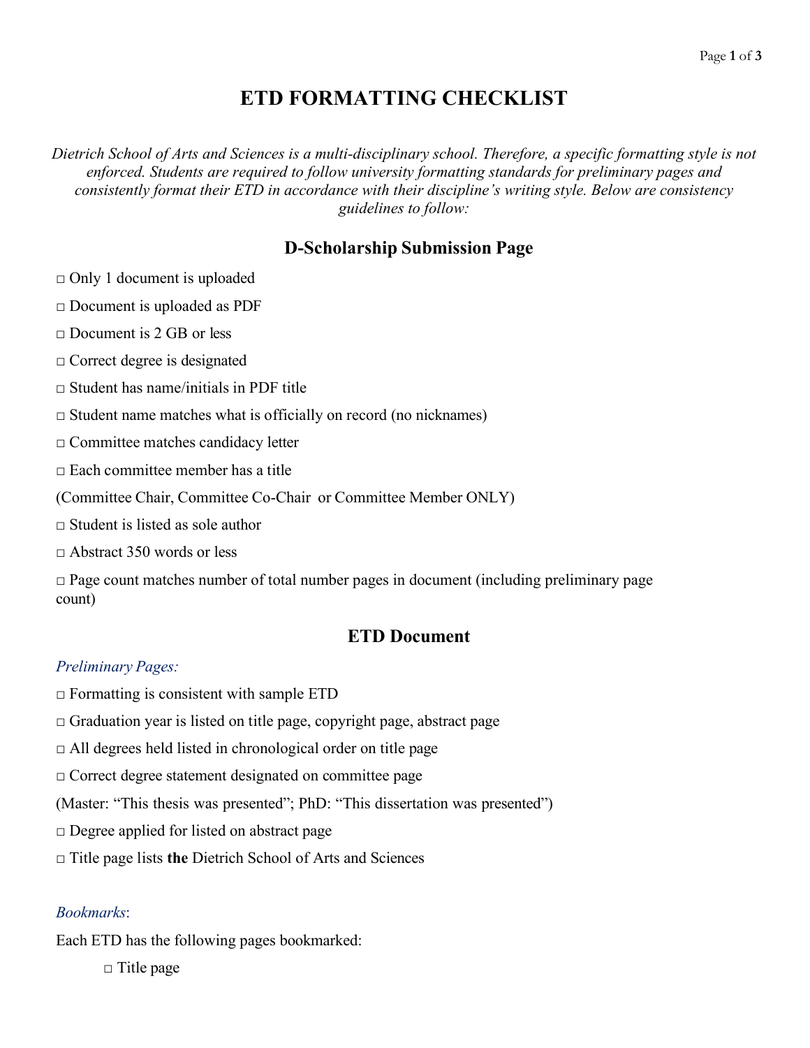# ETD FORMATTING CHECKLIST

*Dietrich School of Arts and Sciences is a multi-disciplinary school. Therefore, a specific formatting style is not enforced. Students are required to follow university formatting standards for preliminary pages and consistently format their ETD in accordance with their discipline's writing style. Below are consistency guidelines to follow:*

## D-Scholarship Submission Page

□ Only 1 document is uploaded

□ Document is uploaded as PDF

□ Document is 2 GB or less

□ Correct degree is designated

□ Student has name/initials in PDF title

□ Student name matches what is officially on record (no nicknames)

□ Committee matches candidacy letter

□ Each committee member has a title

(Committee Chair, Committee Co-Chair or Committee Member ONLY)

□ Student is listed as sole author

□ Abstract 350 words or less

□ Page count matches number of total number pages in document (including preliminary page count)

## ETD Document

*Preliminary Pages:*

□ Formatting is consistent with sample ETD

□ Graduation year is listed on title page, copyright page, abstract page

□ All degrees held listed in chronological order on title page

□ Correct degree statement designated on committee page

(Master: "This thesis was presented"; PhD: "This dissertation was presented")

□ Degree applied for listed on abstract page

□ Title page lists **the** Dietrich School of Arts and Sciences

*Bookmarks*:

Each ETD has the following pages bookmarked:

- □ Title page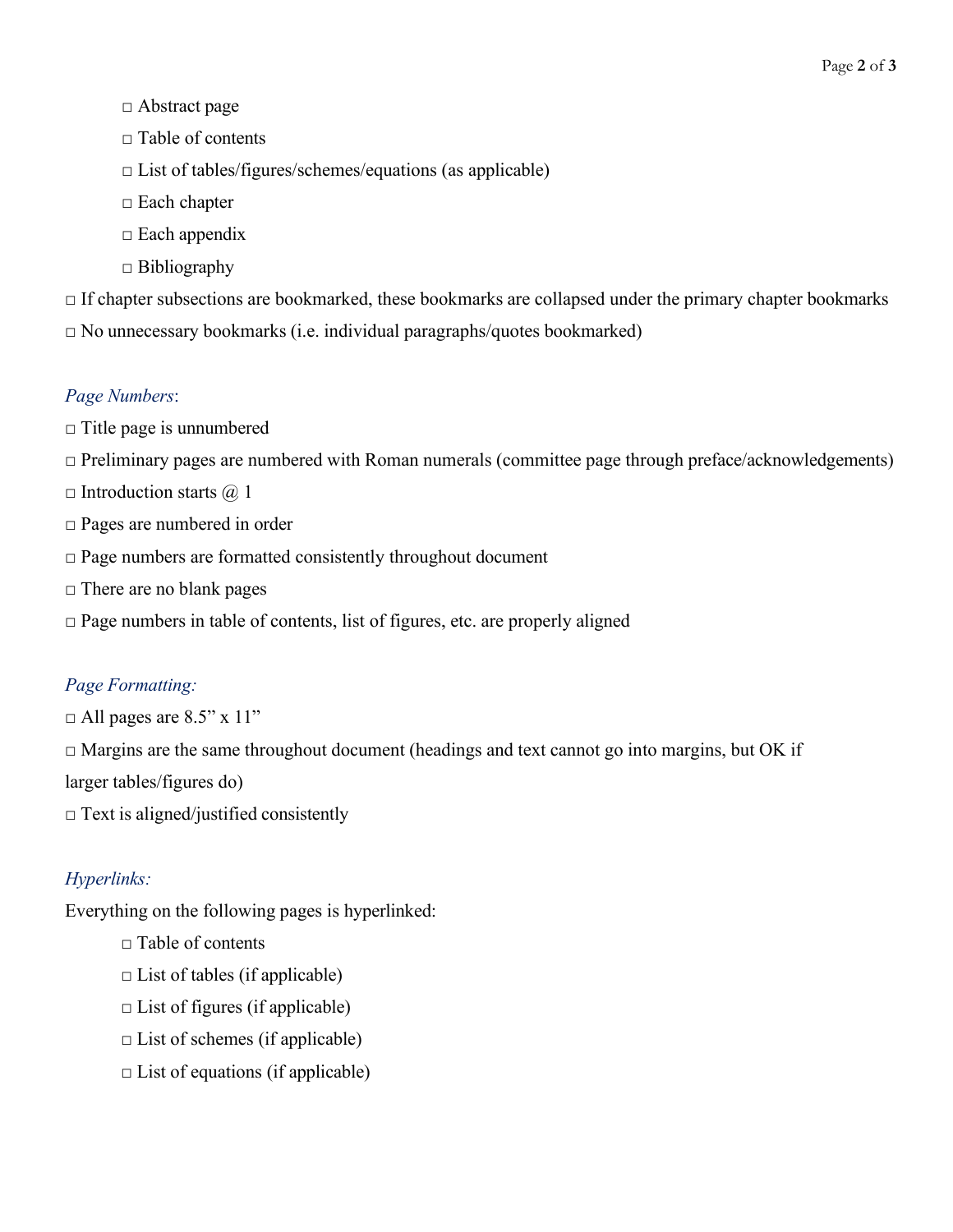- □ Abstract page
- □ Table of contents
- □ List of tables/figures/schemes/equations (as applicable)
- □ Each chapter
- □ Each appendix
- □ Bibliography

□ If chapter subsections are bookmarked, these bookmarks are collapsed under the primary chapter bookmarks

□ No unnecessary bookmarks (i.e. individual paragraphs/quotes bookmarked)

*Page Numbers*:

□ Title page is unnumbered

□ Preliminary pages are numbered with Roman numerals (committee page through preface/acknowledgements)

□ Introduction starts @ 1

□ Pages are numbered in order

□ Page numbers are formatted consistently throughout document

□ There are no blank pages

□ Page numbers in table of contents, list of figures, etc. are properly aligned

*Page Formatting:*

□ All pages are 8.5" x 11"

□ Margins are the same throughout document (headings and text cannot go into margins, but OK if larger tables/figures do)

□ Text is aligned/justified consistently

*Hyperlinks:*

Everything on the following pages is hyperlinked:

- □ Table of contents
- □ List of tables (if applicable)
- □ List of figures (if applicable)
- □ List of schemes (if applicable)
- □ List of equations (if applicable)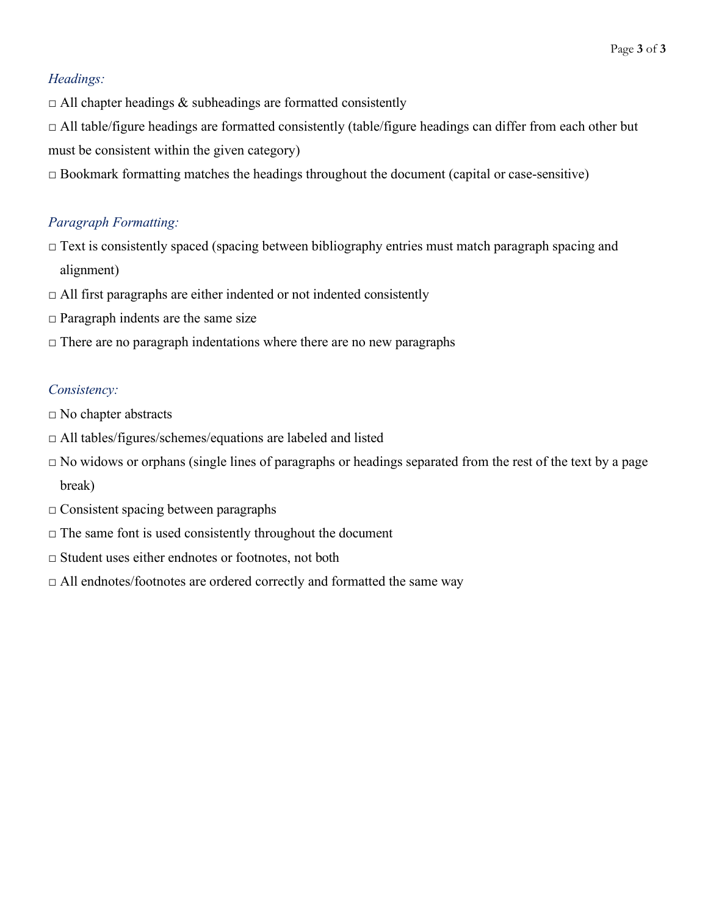*Headings:*

□ All chapter headings & subheadings are formatted consistently

□ All table/figure headings are formatted consistently (table/figure headings can differ from each other but must be consistent within the given category)

□ Bookmark formatting matches the headings throughout the document (capital or case-sensitive)

*Paragraph Formatting:*

□ Text is consistently spaced (spacing between bibliography entries must match paragraph spacing and alignment)

□ All first paragraphs are either indented or not indented consistently

□ Paragraph indents are the same size

□ There are no paragraph indentations where there are no new paragraphs

*Consistency:*

□ No chapter abstracts

□ All tables/figures/schemes/equations are labeled and listed

□ No widows or orphans (single lines of paragraphs or headings separated from the rest of the text by a page break)

□ Consistent spacing between paragraphs

□ The same font is used consistently throughout the document

□ Student uses either endnotes or footnotes, not both

□ All endnotes/footnotes are ordered correctly and formatted the same way